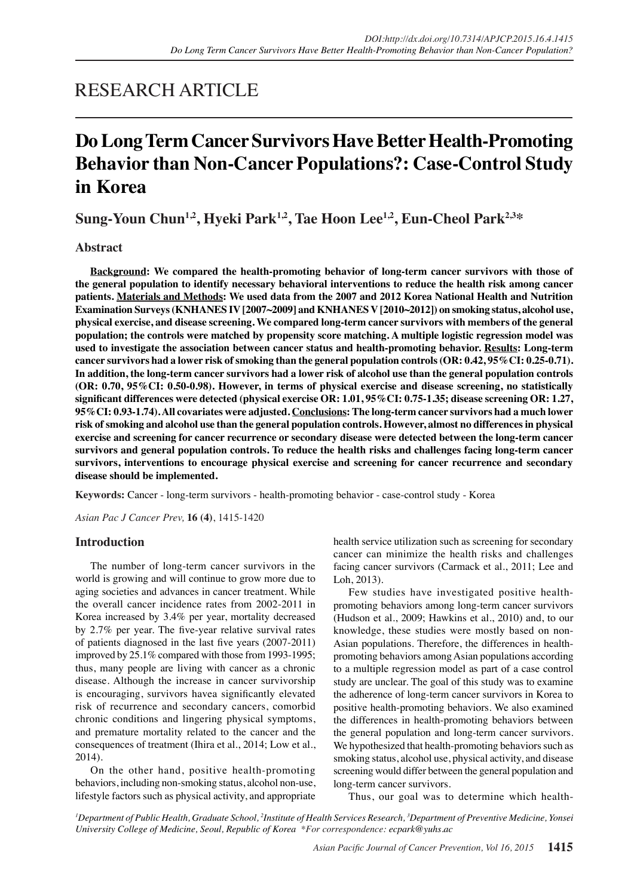RESEARCH ARTICLE

# Do Long Term Cancer Survivors Have Better Health-Promoting Behavior than Non-Cancer Populations?: Case-Control Study in Korea

**Sung-Youn Chun[1,2], Hyeki Park[1,2], Tae Hoon Lee[1,2], Eun-Cheol Park[2,3]***

## Abstract

**Background: We compared the health-promoting behavior of long-term cancer survivors with those of the general population to identify necessary behavioral interventions to reduce the health risk among cancer patients. Materials and Methods: We used data from the 2007 and 2012 Korea National Health and Nutrition Examination Surveys (KNHANES IV [2007~2009] and KNHANES V [2010~2012]) on smoking status, alcohol use, physical exercise, and disease screening. We compared long-term cancer survivors with members of the general population; the controls were matched by propensity score matching. A multiple logistic regression model was used to investigate the association between cancer status and health-promoting behavior. Results: Long-term cancer survivors had a lower risk of smoking than the general population controls (OR: 0.42, 95%CI: 0.25-0.71). In addition, the long-term cancer survivors had a lower risk of alcohol use than the general population controls (OR: 0.70, 95%CI: 0.50-0.98). However, in terms of physical exercise and disease screening, no statistically significant differences were detected (physical exercise OR: 1.01, 95%CI: 0.75-1.35; disease screening OR: 1.27, 95%CI: 0.93-1.74). All covariates were adjusted. Conclusions: The long-term cancer survivors had a much lower risk of smoking and alcohol use than the general population controls. However, almost no differences in physical exercise and screening for cancer recurrence or secondary disease were detected between the long-term cancer survivors and general population controls. To reduce the health risks and challenges facing long-term cancer survivors, interventions to encourage physical exercise and screening for cancer recurrence and secondary disease should be implemented.**

**Keywords:** Cancer - long-term survivors - health-promoting behavior - case-control study - Korea

*Asian Pac J Cancer Prev,* **16 (4)**, 1415-1420

## Introduction

The number of long-term cancer survivors in the world is growing and will continue to grow more due to aging societies and advances in cancer treatment. While the overall cancer incidence rates from 2002-2011 in Korea increased by 3.4% per year, mortality decreased by 2.7% per year. The five-year relative survival rates of patients diagnosed in the last five years (2007-2011) improved by 25.1% compared with those from 1993-1995; thus, many people are living with cancer as a chronic disease. Although the increase in cancer survivorship is encouraging, survivors havea significantly elevated risk of recurrence and secondary cancers, comorbid chronic conditions and lingering physical symptoms, and premature mortality related to the cancer and the consequences of treatment (Ihira et al., 2014; Low et al., 2014).

On the other hand, positive health-promoting behaviors, including non-smoking status, alcohol non-use, lifestyle factors such as physical activity, and appropriate health service utilization such as screening for secondary cancer can minimize the health risks and challenges facing cancer survivors (Carmack et al., 2011; Lee and Loh, 2013).

Few studies have investigated positive health-promoting behaviors among long-term cancer survivors (Hudson et al., 2009; Hawkins et al., 2010) and, to our knowledge, these studies were mostly based on non-Asian populations. Therefore, the differences in health-promoting behaviors among Asian populations according to a multiple regression model as part of a case control study are unclear. The goal of this study was to examine the adherence of long-term cancer survivors in Korea to positive health-promoting behaviors. We also examined the differences in health-promoting behaviors between the general population and long-term cancer survivors. We hypothesized that health-promoting behaviors such as smoking status, alcohol use, physical activity, and disease screening would differ between the general population and long-term cancer survivors.

Thus, our goal was to determine which health-

[1]*Department of Public Health, Graduate School,* [2]*Institute of Health Services Research,* [3]*Department of Preventive Medicine, Yonsei University College of Medicine, Seoul, Republic of Korea \*For correspondence: ecpark@yuhs.ac*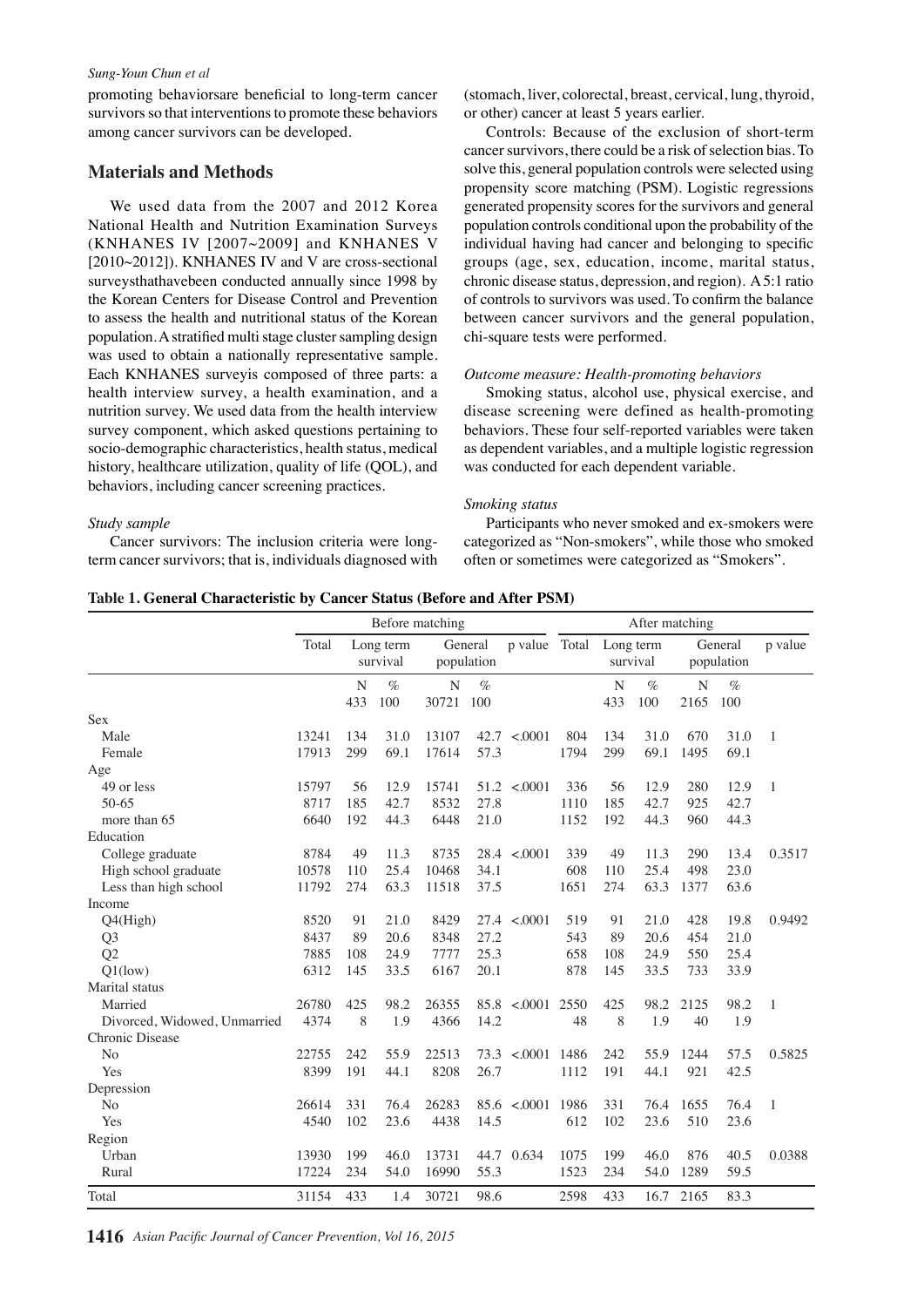promoting behaviorsare beneficial to long-term cancer survivors so that interventions to promote these behaviors among cancer survivors can be developed.

## Materials and Methods

We used data from the 2007 and 2012 Korea National Health and Nutrition Examination Surveys (KNHANES IV [2007~2009] and KNHANES V [2010~2012]). KNHANES IV and V are cross-sectional surveysthathavebeen conducted annually since 1998 by the Korean Centers for Disease Control and Prevention to assess the health and nutritional status of the Korean population. A stratified multi stage cluster sampling design was used to obtain a nationally representative sample. Each KNHANES surveyis composed of three parts: a health interview survey, a health examination, and a nutrition survey. We used data from the health interview survey component, which asked questions pertaining to socio-demographic characteristics, health status, medical history, healthcare utilization, quality of life (QOL), and behaviors, including cancer screening practices.

*Study sample*

Cancer survivors: The inclusion criteria were long-term cancer survivors; that is, individuals diagnosed with (stomach, liver, colorectal, breast, cervical, lung, thyroid, or other) cancer at least 5 years earlier.

Controls: Because of the exclusion of short-term cancer survivors, there could be a risk of selection bias. To solve this, general population controls were selected using propensity score matching (PSM). Logistic regressions generated propensity scores for the survivors and general population controls conditional upon the probability of the individual having had cancer and belonging to specific groups (age, sex, education, income, marital status, chronic disease status, depression, and region). A 5:1 ratio of controls to survivors was used. To confirm the balance between cancer survivors and the general population, chi-square tests were performed.

*Outcome measure: Health-promoting behaviors*

Smoking status, alcohol use, physical exercise, and disease screening were defined as health-promoting behaviors. These four self-reported variables were taken as dependent variables, and a multiple logistic regression was conducted for each dependent variable.

*Smoking status*

Participants who never smoked and ex-smokers were categorized as "Non-smokers", while those who smoked often or sometimes were categorized as "Smokers".

**Table 1. General Characteristic by Cancer Status (Before and After PSM)**

| | Before matching | | | | | | After matching | | | | | |
|---|---|---|---|---|---|---|---|---|---|---|---|---|
| | Total | Long term survival | | General population | | p value | Total | Long term survival | | General population | | p value |
| | | N | % | N | % | | | N | % | N | % | |
| | | 433 | 100 | 30721 | 100 | | | 433 | 100 | 2165 | 100 | |
| Sex | | | | | | | | | | | | |
| Male | 13241 | 134 | 31.0 | 13107 | 42.7 | <.0001 | 804 | 134 | 31.0 | 670 | 31.0 | 1 |
| Female | 17913 | 299 | 69.1 | 17614 | 57.3 | | 1794 | 299 | 69.1 | 1495 | 69.1 | |
| Age | | | | | | | | | | | | |
| 49 or less | 15797 | 56 | 12.9 | 15741 | 51.2 | <.0001 | 336 | 56 | 12.9 | 280 | 12.9 | 1 |
| 50-65 | 8717 | 185 | 42.7 | 8532 | 27.8 | | 1110 | 185 | 42.7 | 925 | 42.7 | |
| more than 65 | 6640 | 192 | 44.3 | 6448 | 21.0 | | 1152 | 192 | 44.3 | 960 | 44.3 | |
| Education | | | | | | | | | | | | |
| College graduate | 8784 | 49 | 11.3 | 8735 | 28.4 | <.0001 | 339 | 49 | 11.3 | 290 | 13.4 | 0.3517 |
| High school graduate | 10578 | 110 | 25.4 | 10468 | 34.1 | | 608 | 110 | 25.4 | 498 | 23.0 | |
| Less than high school | 11792 | 274 | 63.3 | 11518 | 37.5 | | 1651 | 274 | 63.3 | 1377 | 63.6 | |
| Income | | | | | | | | | | | | |
| Q4(High) | 8520 | 91 | 21.0 | 8429 | 27.4 | <.0001 | 519 | 91 | 21.0 | 428 | 19.8 | 0.9492 |
| Q3 | 8437 | 89 | 20.6 | 8348 | 27.2 | | 543 | 89 | 20.6 | 454 | 21.0 | |
| Q2 | 7885 | 108 | 24.9 | 7777 | 25.3 | | 658 | 108 | 24.9 | 550 | 25.4 | |
| Q1(low) | 6312 | 145 | 33.5 | 6167 | 20.1 | | 878 | 145 | 33.5 | 733 | 33.9 | |
| Marital status | | | | | | | | | | | | |
| Married | 26780 | 425 | 98.2 | 26355 | 85.8 | <.0001 | 2550 | 425 | 98.2 | 2125 | 98.2 | 1 |
| Divorced, Widowed, Unmarried | 4374 | 8 | 1.9 | 4366 | 14.2 | | 48 | 8 | 1.9 | 40 | 1.9 | |
| Chronic Disease | | | | | | | | | | | | |
| No | 22755 | 242 | 55.9 | 22513 | 73.3 | <.0001 | 1486 | 242 | 55.9 | 1244 | 57.5 | 0.5825 |
| Yes | 8399 | 191 | 44.1 | 8208 | 26.7 | | 1112 | 191 | 44.1 | 921 | 42.5 | |
| Depression | | | | | | | | | | | | |
| No | 26614 | 331 | 76.4 | 26283 | 85.6 | <.0001 | 1986 | 331 | 76.4 | 1655 | 76.4 | 1 |
| Yes | 4540 | 102 | 23.6 | 4438 | 14.5 | | 612 | 102 | 23.6 | 510 | 23.6 | |
| Region | | | | | | | | | | | | |
| Urban | 13930 | 199 | 46.0 | 13731 | 44.7 | 0.634 | 1075 | 199 | 46.0 | 876 | 40.5 | 0.0388 |
| Rural | 17224 | 234 | 54.0 | 16990 | 55.3 | | 1523 | 234 | 54.0 | 1289 | 59.5 | |
| Total | 31154 | 433 | 1.4 | 30721 | 98.6 | | 2598 | 433 | 16.7 | 2165 | 83.3 | |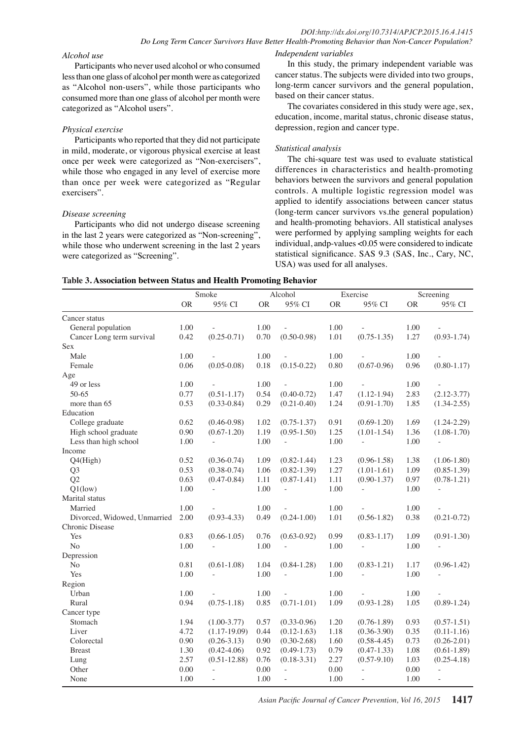*Alcohol use*

Participants who never used alcohol or who consumed less than one glass of alcohol per month were as categorized as "Alcohol non-users", while those participants who consumed more than one glass of alcohol per month were categorized as "Alcohol users".

*Physical exercise*

Participants who reported that they did not participate in mild, moderate, or vigorous physical exercise at least once per week were categorized as "Non-exercisers", while those who engaged in any level of exercise more than once per week were categorized as "Regular exercisers".

*Disease screening*

Participants who did not undergo disease screening in the last 2 years were categorized as "Non-screening", while those who underwent screening in the last 2 years were categorized as "Screening".

*Independent variables*

In this study, the primary independent variable was cancer status. The subjects were divided into two groups, long-term cancer survivors and the general population, based on their cancer status.

The covariates considered in this study were age, sex, education, income, marital status, chronic disease status, depression, region and cancer type.

*Statistical analysis*

The chi-square test was used to evaluate statistical differences in characteristics and health-promoting behaviors between the survivors and general population controls. A multiple logistic regression model was applied to identify associations between cancer status (long-term cancer survivors vs.the general population) and health-promoting behaviors. All statistical analyses were performed by applying sampling weights for each individual, andp-values <0.05 were considered to indicate statistical significance. SAS 9.3 (SAS, Inc., Cary, NC, USA) was used for all analyses.

**Table 3. Association between Status and Health Promoting Behavior**

| | Smoke | | Alcohol | | Exercise | | Screening | |
|---|---|---|---|---|---|---|---|---|
| | OR | 95% CI | OR | 95% CI | OR | 95% CI | OR | 95% CI |
| Cancer status | | | | | | | | |
| General population | 1.00 | - | 1.00 | - | 1.00 | - | 1.00 | - |
| Cancer Long term survival | 0.42 | (0.25-0.71) | 0.70 | (0.50-0.98) | 1.01 | (0.75-1.35) | 1.27 | (0.93-1.74) |
| Sex | | | | | | | | |
| Male | 1.00 | - | 1.00 | - | 1.00 | - | 1.00 | - |
| Female | 0.06 | (0.05-0.08) | 0.18 | (0.15-0.22) | 0.80 | (0.67-0.96) | 0.96 | (0.80-1.17) |
| Age | | | | | | | | |
| 49 or less | 1.00 | - | 1.00 | - | 1.00 | - | 1.00 | - |
| 50-65 | 0.77 | (0.51-1.17) | 0.54 | (0.40-0.72) | 1.47 | (1.12-1.94) | 2.83 | (2.12-3.77) |
| more than 65 | 0.53 | (0.33-0.84) | 0.29 | (0.21-0.40) | 1.24 | (0.91-1.70) | 1.85 | (1.34-2.55) |
| Education | | | | | | | | |
| College graduate | 0.62 | (0.46-0.98) | 1.02 | (0.75-1.37) | 0.91 | (0.69-1.20) | 1.69 | (1.24-2.29) |
| High school graduate | 0.90 | (0.67-1.20) | 1.19 | (0.95-1.50) | 1.25 | (1.01-1.54) | 1.36 | (1.08-1.70) |
| Less than high school | 1.00 | - | 1.00 | - | 1.00 | - | 1.00 | - |
| Income | | | | | | | | |
| Q4(High) | 0.52 | (0.36-0.74) | 1.09 | (0.82-1.44) | 1.23 | (0.96-1.58) | 1.38 | (1.06-1.80) |
| Q3 | 0.53 | (0.38-0.74) | 1.06 | (0.82-1.39) | 1.27 | (1.01-1.61) | 1.09 | (0.85-1.39) |
| Q2 | 0.63 | (0.47-0.84) | 1.11 | (0.87-1.41) | 1.11 | (0.90-1.37) | 0.97 | (0.78-1.21) |
| Q1(low) | 1.00 | - | 1.00 | - | 1.00 | - | 1.00 | - |
| Marital status | | | | | | | | |
| Married | 1.00 | - | 1.00 | - | 1.00 | - | 1.00 | - |
| Divorced, Widowed, Unmarried | 2.00 | (0.93-4.33) | 0.49 | (0.24-1.00) | 1.01 | (0.56-1.82) | 0.38 | (0.21-0.72) |
| Chronic Disease | | | | | | | | |
| Yes | 0.83 | (0.66-1.05) | 0.76 | (0.63-0.92) | 0.99 | (0.83-1.17) | 1.09 | (0.91-1.30) |
| No | 1.00 | - | 1.00 | - | 1.00 | - | 1.00 | - |
| Depression | | | | | | | | |
| No | 0.81 | (0.61-1.08) | 1.04 | (0.84-1.28) | 1.00 | (0.83-1.21) | 1.17 | (0.96-1.42) |
| Yes | 1.00 | - | 1.00 | - | 1.00 | - | 1.00 | - |
| Region | | | | | | | | |
| Urban | 1.00 | - | 1.00 | - | 1.00 | - | 1.00 | - |
| Rural | 0.94 | (0.75-1.18) | 0.85 | (0.71-1.01) | 1.09 | (0.93-1.28) | 1.05 | (0.89-1.24) |
| Cancer type | | | | | | | | |
| Stomach | 1.94 | (1.00-3.77) | 0.57 | (0.33-0.96) | 1.20 | (0.76-1.89) | 0.93 | (0.57-1.51) |
| Liver | 4.72 | (1.17-19.09) | 0.44 | (0.12-1.63) | 1.18 | (0.36-3.90) | 0.35 | (0.11-1.16) |
| Colorectal | 0.90 | (0.26-3.13) | 0.90 | (0.30-2.68) | 1.60 | (0.58-4.45) | 0.73 | (0.26-2.01) |
| Breast | 1.30 | (0.42-4.06) | 0.92 | (0.49-1.73) | 0.79 | (0.47-1.33) | 1.08 | (0.61-1.89) |
| Lung | 2.57 | (0.51-12.88) | 0.76 | (0.18-3.31) | 2.27 | (0.57-9.10) | 1.03 | (0.25-4.18) |
| Other | 0.00 | - | 0.00 | - | 0.00 | - | 0.00 | - |
| None | 1.00 | - | 1.00 | - | 1.00 | - | 1.00 | - |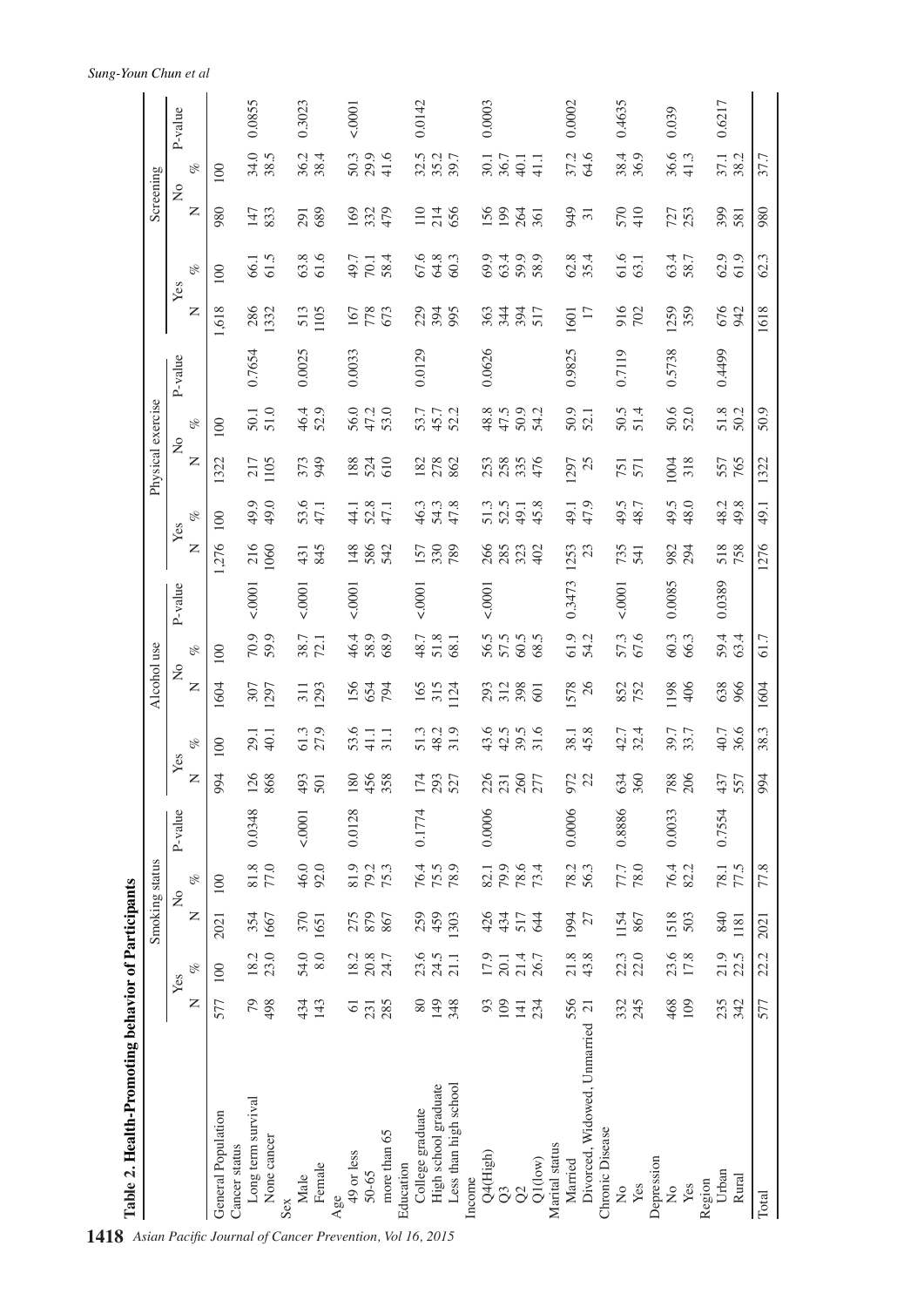**Table 2. Health-Promoting behavior of Participants**

| | Smoking status | | | | | Alcohol use | | | | | Physical exercise | | | | | Screening | | | | |
|---|---|---|---|---|---|---|---|---|---|---|---|---|---|---|---|---|---|---|---|---|
| | Yes | | No | | P-value | Yes | | No | | P-value | Yes | | No | | P-value | Yes | | No | | P-value |
| | N | % | N | % | | N | % | N | % | | N | % | N | % | | N | % | N | % | |
| General Population | 577 | 100 | 2021 | 100 | | 994 | 100 | 1604 | 100 | | 1,276 | 100 | 1322 | 100 | | 1,618 | 100 | 980 | 100 | |
| Cancer status | | | | | | | | | | | | | | | | | | | | |
| Long term survival | 79 | 18.2 | 354 | 81.8 | 0.0348 | 126 | 29.1 | 307 | 70.9 | <.0001 | 216 | 49.9 | 217 | 50.1 | 0.7654 | 286 | 66.1 | 147 | 34.0 | 0.0855 |
| None cancer | 498 | 23.0 | 1667 | 77.0 | | 868 | 40.1 | 1297 | 59.9 | | 1060 | 49.0 | 1105 | 51.0 | | 1332 | 61.5 | 833 | 38.5 | |
| Sex | | | | | | | | | | | | | | | | | | | | |
| Male | 434 | 54.0 | 370 | 46.0 | <.0001 | 493 | 61.3 | 311 | 38.7 | <.0001 | 431 | 53.6 | 373 | 46.4 | 0.0025 | 513 | 63.8 | 291 | 36.2 | 0.3023 |
| Female | 143 | 8.0 | 1651 | 92.0 | | 501 | 27.9 | 1293 | 72.1 | | 845 | 47.1 | 949 | 52.9 | | 1105 | 61.6 | 689 | 38.4 | |
| Age | | | | | | | | | | | | | | | | | | | | |
| 49 or less | 61 | 18.2 | 275 | 81.9 | 0.0128 | 180 | 53.6 | 156 | 46.4 | <.0001 | 148 | 44.1 | 188 | 56.0 | 0.0033 | 167 | 49.7 | 169 | 50.3 | <.0001 |
| 50-65 | 231 | 20.8 | 879 | 79.2 | | 456 | 41.1 | 654 | 58.9 | | 586 | 52.8 | 524 | 47.2 | | 778 | 70.1 | 332 | 29.9 | |
| more than 65 | 285 | 24.7 | 867 | 75.3 | | 358 | 31.1 | 794 | 68.9 | | 542 | 47.1 | 610 | 53.0 | | 673 | 58.4 | 479 | 41.6 | |
| Education | | | | | | | | | | | | | | | | | | | | |
| College graduate | 80 | 23.6 | 259 | 76.4 | 0.1774 | 174 | 51.3 | 165 | 48.7 | <.0001 | 157 | 46.3 | 182 | 53.7 | 0.0129 | 229 | 67.6 | 110 | 32.5 | 0.0142 |
| High school graduate | 149 | 24.5 | 459 | 75.5 | | 293 | 48.2 | 315 | 51.8 | | 330 | 54.3 | 278 | 45.7 | | 394 | 64.8 | 214 | 35.2 | |
| Less than high school | 348 | 21.1 | 1303 | 78.9 | | 527 | 31.9 | 1124 | 68.1 | | 789 | 47.8 | 862 | 52.2 | | 995 | 60.3 | 656 | 39.7 | |
| Income | | | | | | | | | | | | | | | | | | | | |
| Q4(High) | 93 | 17.9 | 426 | 82.1 | 0.0006 | 226 | 43.6 | 293 | 56.5 | <.0001 | 266 | 51.3 | 253 | 48.8 | 0.0626 | 363 | 69.9 | 156 | 30.1 | 0.0003 |
| Q3 | 109 | 20.1 | 434 | 79.9 | | 231 | 42.5 | 312 | 57.5 | | 285 | 52.5 | 258 | 47.5 | | 344 | 63.4 | 199 | 36.7 | |
| Q2 | 141 | 21.4 | 517 | 78.6 | | 260 | 39.5 | 398 | 60.5 | | 323 | 49.1 | 335 | 50.9 | | 394 | 59.9 | 264 | 40.1 | |
| Q1(low) | 234 | 26.7 | 644 | 73.4 | | 277 | 31.6 | 601 | 68.5 | | 402 | 45.8 | 476 | 54.2 | | 517 | 58.9 | 361 | 41.1 | |
| Marital status | | | | | | | | | | | | | | | | | | | | |
| Married | 556 | 21.8 | 1994 | 78.2 | 0.0006 | 972 | 38.1 | 1578 | 61.9 | 0.3473 | 1253 | 49.1 | 1297 | 50.9 | 0.9825 | 1601 | 62.8 | 949 | 37.2 | 0.0002 |
| Divorced, Widowed, Unmarried | 21 | 43.8 | 27 | 56.3 | | 22 | 45.8 | 26 | 54.2 | | 23 | 47.9 | 25 | 52.1 | | 17 | 35.4 | 31 | 64.6 | |
| Chronic Disease | | | | | | | | | | | | | | | | | | | | |
| No | 332 | 22.3 | 1154 | 77.7 | 0.8886 | 634 | 42.7 | 852 | 57.3 | <.0001 | 735 | 49.5 | 751 | 50.5 | 0.7119 | 916 | 61.6 | 570 | 38.4 | 0.4635 |
| Yes | 245 | 22.0 | 867 | 78.0 | | 360 | 32.4 | 752 | 67.6 | | 541 | 48.7 | 571 | 51.4 | | 702 | 63.1 | 410 | 36.9 | |
| Depression | | | | | | | | | | | | | | | | | | | | |
| No | 468 | 23.6 | 1518 | 76.4 | 0.0033 | 788 | 39.7 | 1198 | 60.3 | 0.0085 | 982 | 49.5 | 1004 | 50.6 | 0.5738 | 1259 | 63.4 | 727 | 36.6 | 0.039 |
| Yes | 109 | 17.8 | 503 | 82.2 | | 206 | 33.7 | 406 | 66.3 | | 294 | 48.0 | 318 | 52.0 | | 359 | 58.7 | 253 | 41.3 | |
| Region | | | | | | | | | | | | | | | | | | | | |
| Urban | 235 | 21.9 | 840 | 78.1 | 0.7554 | 437 | 40.7 | 638 | 59.4 | 0.0389 | 518 | 48.2 | 557 | 51.8 | 0.4499 | 676 | 62.9 | 399 | 37.1 | 0.6217 |
| Rural | 342 | 22.5 | 1181 | 77.5 | | 557 | 36.6 | 966 | 63.4 | | 758 | 49.8 | 765 | 50.2 | | 942 | 61.9 | 581 | 38.2 | |
| Total | 577 | 22.2 | 2021 | 77.8 | | 994 | 38.3 | 1604 | 61.7 | | 1276 | 49.1 | 1322 | 50.9 | | 1618 | 62.3 | 980 | 37.7 | |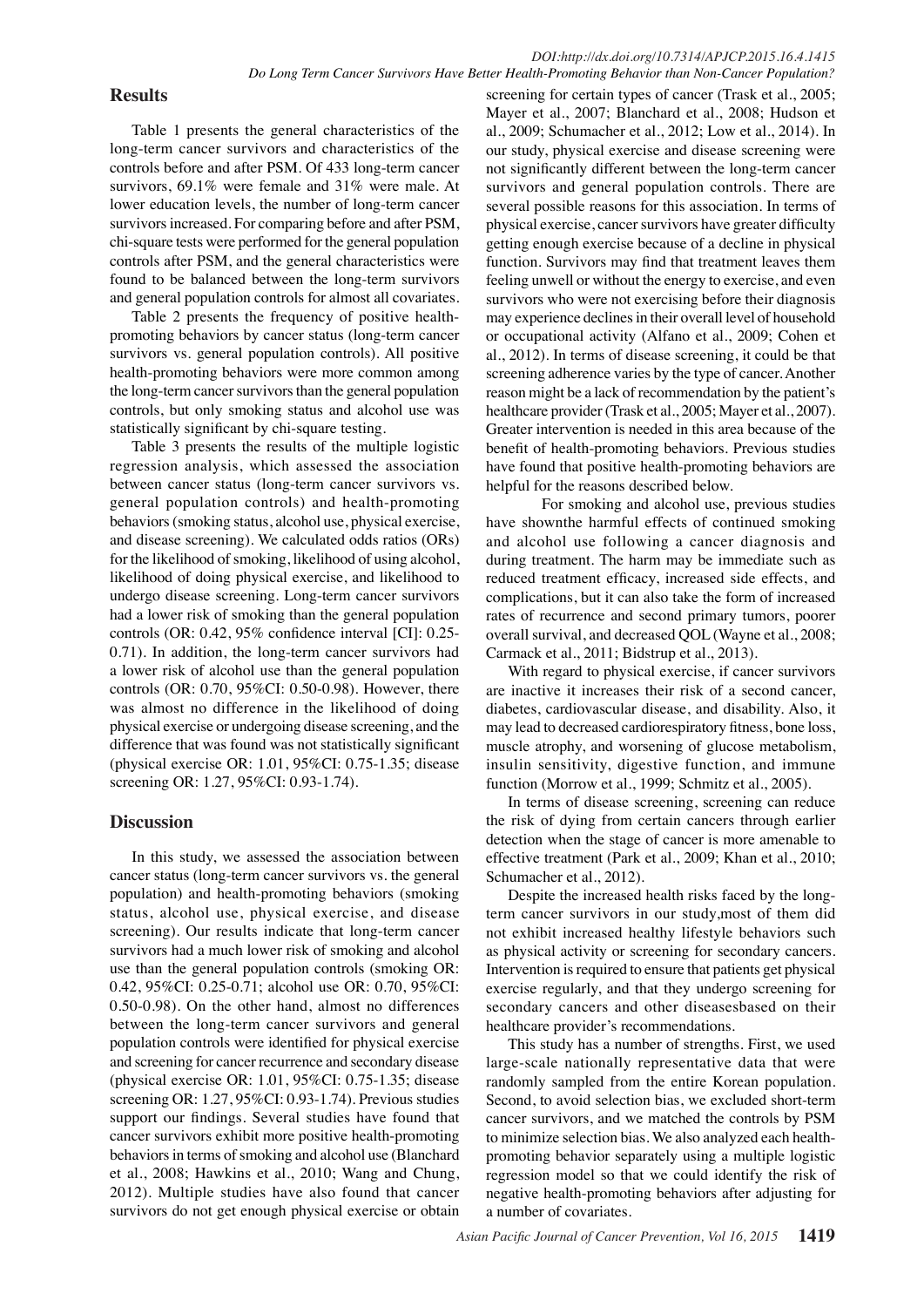## Results

Table 1 presents the general characteristics of the long-term cancer survivors and characteristics of the controls before and after PSM. Of 433 long-term cancer survivors, 69.1% were female and 31% were male. At lower education levels, the number of long-term cancer survivors increased. For comparing before and after PSM, chi-square tests were performed for the general population controls after PSM, and the general characteristics were found to be balanced between the long-term survivors and general population controls for almost all covariates.

Table 2 presents the frequency of positive health-promoting behaviors by cancer status (long-term cancer survivors vs. general population controls). All positive health-promoting behaviors were more common among the long-term cancer survivors than the general population controls, but only smoking status and alcohol use was statistically significant by chi-square testing.

Table 3 presents the results of the multiple logistic regression analysis, which assessed the association between cancer status (long-term cancer survivors vs. general population controls) and health-promoting behaviors (smoking status, alcohol use, physical exercise, and disease screening). We calculated odds ratios (ORs) for the likelihood of smoking, likelihood of using alcohol, likelihood of doing physical exercise, and likelihood to undergo disease screening. Long-term cancer survivors had a lower risk of smoking than the general population controls (OR: 0.42, 95% confidence interval [CI]: 0.25-0.71). In addition, the long-term cancer survivors had a lower risk of alcohol use than the general population controls (OR: 0.70, 95%CI: 0.50-0.98). However, there was almost no difference in the likelihood of doing physical exercise or undergoing disease screening, and the difference that was found was not statistically significant (physical exercise OR: 1.01, 95%CI: 0.75-1.35; disease screening OR: 1.27, 95%CI: 0.93-1.74).

## Discussion

In this study, we assessed the association between cancer status (long-term cancer survivors vs. the general population) and health-promoting behaviors (smoking status, alcohol use, physical exercise, and disease screening). Our results indicate that long-term cancer survivors had a much lower risk of smoking and alcohol use than the general population controls (smoking OR: 0.42, 95%CI: 0.25-0.71; alcohol use OR: 0.70, 95%CI: 0.50-0.98). On the other hand, almost no differences between the long-term cancer survivors and general population controls were identified for physical exercise and screening for cancer recurrence and secondary disease (physical exercise OR: 1.01, 95%CI: 0.75-1.35; disease screening OR: 1.27, 95%CI: 0.93-1.74). Previous studies support our findings. Several studies have found that cancer survivors exhibit more positive health-promoting behaviors in terms of smoking and alcohol use (Blanchard et al., 2008; Hawkins et al., 2010; Wang and Chung, 2012). Multiple studies have also found that cancer survivors do not get enough physical exercise or obtain screening for certain types of cancer (Trask et al., 2005; Mayer et al., 2007; Blanchard et al., 2008; Hudson et al., 2009; Schumacher et al., 2012; Low et al., 2014). In our study, physical exercise and disease screening were not significantly different between the long-term cancer survivors and general population controls. There are several possible reasons for this association. In terms of physical exercise, cancer survivors have greater difficulty getting enough exercise because of a decline in physical function. Survivors may find that treatment leaves them feeling unwell or without the energy to exercise, and even survivors who were not exercising before their diagnosis may experience declines in their overall level of household or occupational activity (Alfano et al., 2009; Cohen et al., 2012). In terms of disease screening, it could be that screening adherence varies by the type of cancer. Another reason might be a lack of recommendation by the patient's healthcare provider (Trask et al., 2005; Mayer et al., 2007). Greater intervention is needed in this area because of the benefit of health-promoting behaviors. Previous studies have found that positive health-promoting behaviors are helpful for the reasons described below.

For smoking and alcohol use, previous studies have shownthe harmful effects of continued smoking and alcohol use following a cancer diagnosis and during treatment. The harm may be immediate such as reduced treatment efficacy, increased side effects, and complications, but it can also take the form of increased rates of recurrence and second primary tumors, poorer overall survival, and decreased QOL (Wayne et al., 2008; Carmack et al., 2011; Bidstrup et al., 2013).

With regard to physical exercise, if cancer survivors are inactive it increases their risk of a second cancer, diabetes, cardiovascular disease, and disability. Also, it may lead to decreased cardiorespiratory fitness, bone loss, muscle atrophy, and worsening of glucose metabolism, insulin sensitivity, digestive function, and immune function (Morrow et al., 1999; Schmitz et al., 2005).

In terms of disease screening, screening can reduce the risk of dying from certain cancers through earlier detection when the stage of cancer is more amenable to effective treatment (Park et al., 2009; Khan et al., 2010; Schumacher et al., 2012).

Despite the increased health risks faced by the long-term cancer survivors in our study,most of them did not exhibit increased healthy lifestyle behaviors such as physical activity or screening for secondary cancers. Intervention is required to ensure that patients get physical exercise regularly, and that they undergo screening for secondary cancers and other diseasesbased on their healthcare provider's recommendations.

This study has a number of strengths. First, we used large-scale nationally representative data that were randomly sampled from the entire Korean population. Second, to avoid selection bias, we excluded short-term cancer survivors, and we matched the controls by PSM to minimize selection bias. We also analyzed each health-promoting behavior separately using a multiple logistic regression model so that we could identify the risk of negative health-promoting behaviors after adjusting for a number of covariates.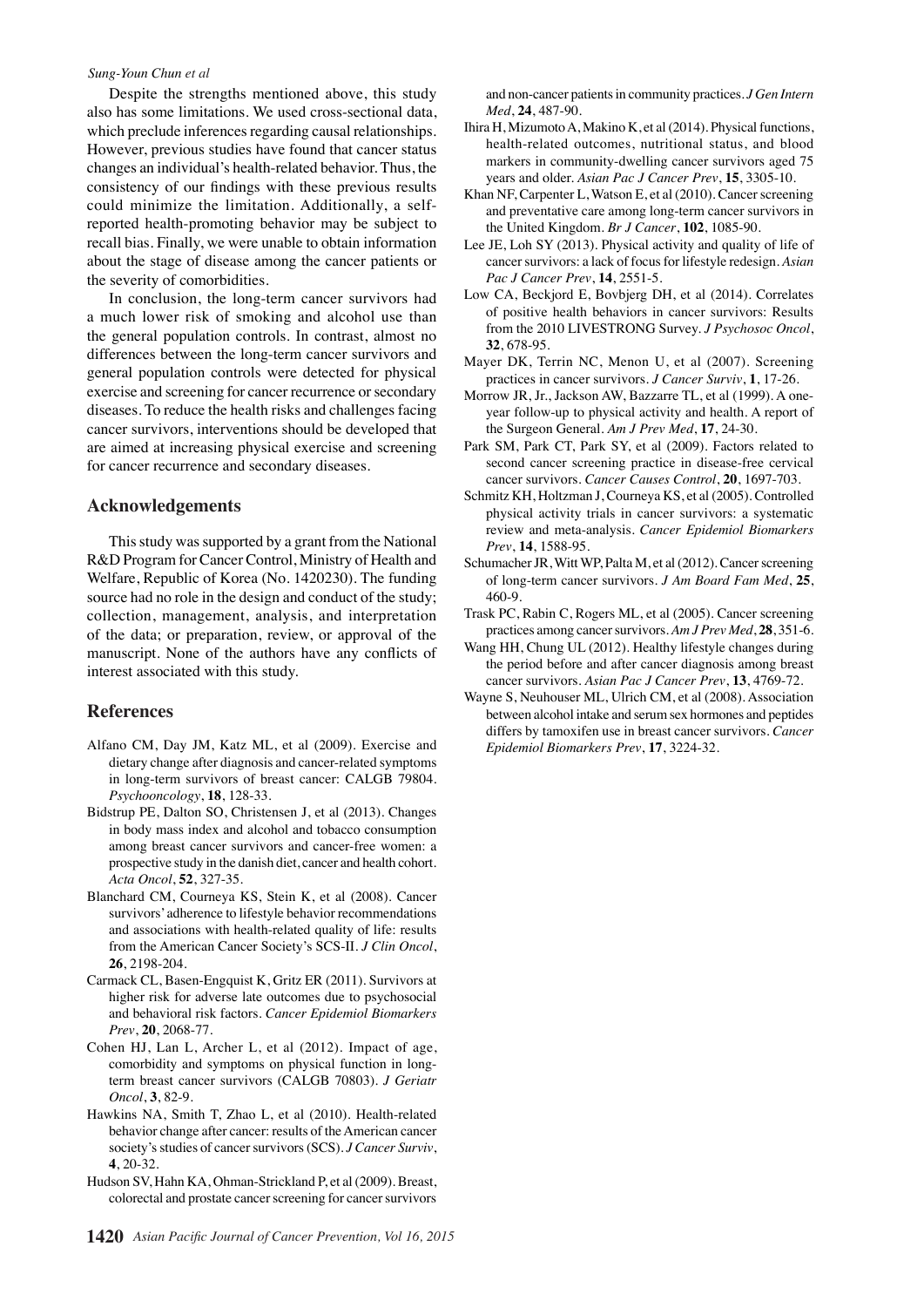Despite the strengths mentioned above, this study also has some limitations. We used cross-sectional data, which preclude inferences regarding causal relationships. However, previous studies have found that cancer status changes an individual's health-related behavior. Thus, the consistency of our findings with these previous results could minimize the limitation. Additionally, a self-reported health-promoting behavior may be subject to recall bias. Finally, we were unable to obtain information about the stage of disease among the cancer patients or the severity of comorbidities.

In conclusion, the long-term cancer survivors had a much lower risk of smoking and alcohol use than the general population controls. In contrast, almost no differences between the long-term cancer survivors and general population controls were detected for physical exercise and screening for cancer recurrence or secondary diseases. To reduce the health risks and challenges facing cancer survivors, interventions should be developed that are aimed at increasing physical exercise and screening for cancer recurrence and secondary diseases.

## Acknowledgements

This study was supported by a grant from the National R&D Program for Cancer Control, Ministry of Health and Welfare, Republic of Korea (No. 1420230). The funding source had no role in the design and conduct of the study; collection, management, analysis, and interpretation of the data; or preparation, review, or approval of the manuscript. None of the authors have any conflicts of interest associated with this study.

## References

Alfano CM, Day JM, Katz ML, et al (2009). Exercise and dietary change after diagnosis and cancer-related symptoms in long-term survivors of breast cancer: CALGB 79804. *Psychooncology*, **18**, 128-33.

Bidstrup PE, Dalton SO, Christensen J, et al (2013). Changes in body mass index and alcohol and tobacco consumption among breast cancer survivors and cancer-free women: a prospective study in the danish diet, cancer and health cohort. *Acta Oncol*, **52**, 327-35.

Blanchard CM, Courneya KS, Stein K, et al (2008). Cancer survivors' adherence to lifestyle behavior recommendations and associations with health-related quality of life: results from the American Cancer Society's SCS-II. *J Clin Oncol*, **26**, 2198-204.

Carmack CL, Basen-Engquist K, Gritz ER (2011). Survivors at higher risk for adverse late outcomes due to psychosocial and behavioral risk factors. *Cancer Epidemiol Biomarkers Prev*, **20**, 2068-77.

Cohen HJ, Lan L, Archer L, et al (2012). Impact of age, comorbidity and symptoms on physical function in long-term breast cancer survivors (CALGB 70803). *J Geriatr Oncol*, **3**, 82-9.

Hawkins NA, Smith T, Zhao L, et al (2010). Health-related behavior change after cancer: results of the American cancer society's studies of cancer survivors (SCS). *J Cancer Surviv*, **4**, 20-32.

Hudson SV, Hahn KA, Ohman-Strickland P, et al (2009). Breast, colorectal and prostate cancer screening for cancer survivors and non-cancer patients in community practices. *J Gen Intern Med*, **24**, 487-90.

Ihira H, Mizumoto A, Makino K, et al (2014). Physical functions, health-related outcomes, nutritional status, and blood markers in community-dwelling cancer survivors aged 75 years and older. *Asian Pac J Cancer Prev*, **15**, 3305-10.

Khan NF, Carpenter L, Watson E, et al (2010). Cancer screening and preventative care among long-term cancer survivors in the United Kingdom. *Br J Cancer*, **102**, 1085-90.

Lee JE, Loh SY (2013). Physical activity and quality of life of cancer survivors: a lack of focus for lifestyle redesign. *Asian Pac J Cancer Prev*, **14**, 2551-5.

Low CA, Beckjord E, Bovbjerg DH, et al (2014). Correlates of positive health behaviors in cancer survivors: Results from the 2010 LIVESTRONG Survey. *J Psychosoc Oncol*, **32**, 678-95.

Mayer DK, Terrin NC, Menon U, et al (2007). Screening practices in cancer survivors. *J Cancer Surviv*, **1**, 17-26.

Morrow JR, Jr., Jackson AW, Bazzarre TL, et al (1999). A one-year follow-up to physical activity and health. A report of the Surgeon General. *Am J Prev Med*, **17**, 24-30.

Park SM, Park CT, Park SY, et al (2009). Factors related to second cancer screening practice in disease-free cervical cancer survivors. *Cancer Causes Control*, **20**, 1697-703.

Schmitz KH, Holtzman J, Courneya KS, et al (2005). Controlled physical activity trials in cancer survivors: a systematic review and meta-analysis. *Cancer Epidemiol Biomarkers Prev*, **14**, 1588-95.

Schumacher JR, Witt WP, Palta M, et al (2012). Cancer screening of long-term cancer survivors. *J Am Board Fam Med*, **25**, 460-9.

Trask PC, Rabin C, Rogers ML, et al (2005). Cancer screening practices among cancer survivors. *Am J Prev Med*, **28**, 351-6.

Wang HH, Chung UL (2012). Healthy lifestyle changes during the period before and after cancer diagnosis among breast cancer survivors. *Asian Pac J Cancer Prev*, **13**, 4769-72.

Wayne S, Neuhouser ML, Ulrich CM, et al (2008). Association between alcohol intake and serum sex hormones and peptides differs by tamoxifen use in breast cancer survivors. *Cancer Epidemiol Biomarkers Prev*, **17**, 3224-32.